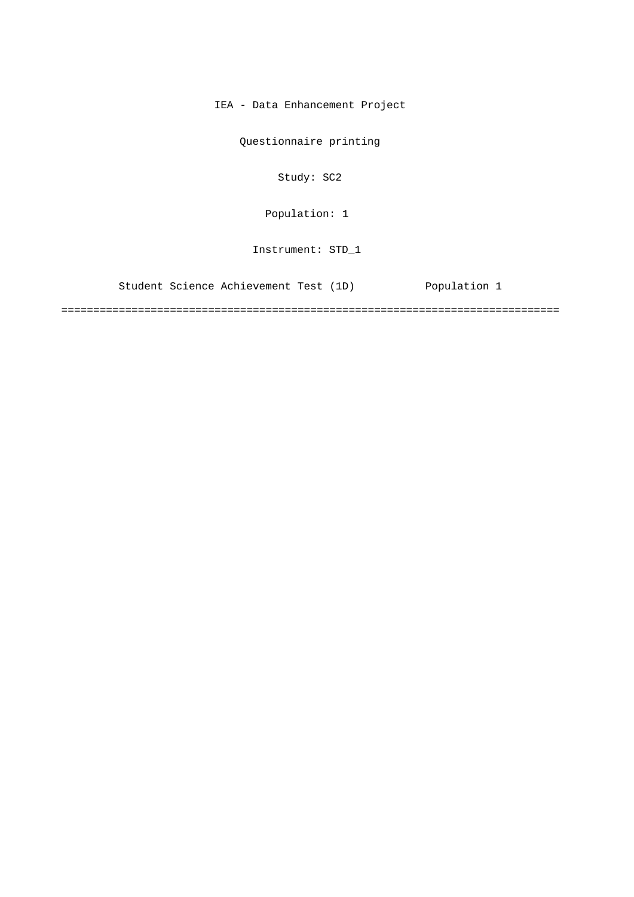IEA - Data Enhancement Project

Questionnaire printing

Study: SC2

Population: 1

Instrument: STD_1

Student Science Achievement Test (1D) Population 1

==============================================================================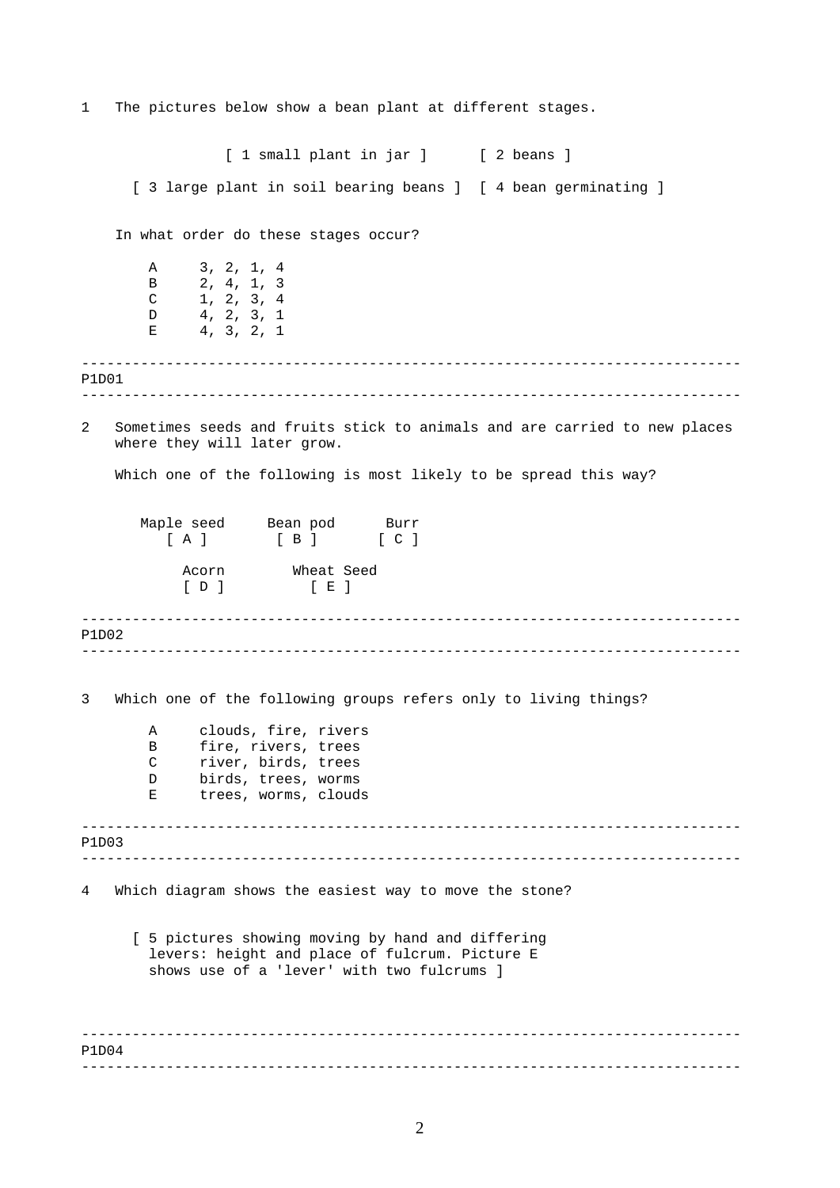1 The pictures below show a bean plant at different stages.

[ 1 small plant in jar ]  [ 2 beans ]

[ 3 large plant in soil bearing beans ]  [ 4 bean germinating ]

In what order do these stages occur?

- A  3, 2, 1, 4
- B  2, 4, 1, 3
- C  1, 2, 3, 4
- D  4, 2, 3, 1
- E  4, 3, 2, 1

---

P1D01

---

2 Sometimes seeds and fruits stick to animals and are carried to new places where they will later grow.

Which one of the following is most likely to be spread this way?

Maple seed [ A ]  Bean pod [ B ]  Burr [ C ]

Acorn [ D ]  Wheat Seed [ E ]

---

P1D02

---

3 Which one of the following groups refers only to living things?

- A  clouds, fire, rivers
- B  fire, rivers, trees
- C  river, birds, trees
- D  birds, trees, worms
- E  trees, worms, clouds

---

P1D03

---

4 Which diagram shows the easiest way to move the stone?

[ 5 pictures showing moving by hand and differing levers: height and place of fulcrum. Picture E shows use of a 'lever' with two fulcrums ]

---

P1D04

---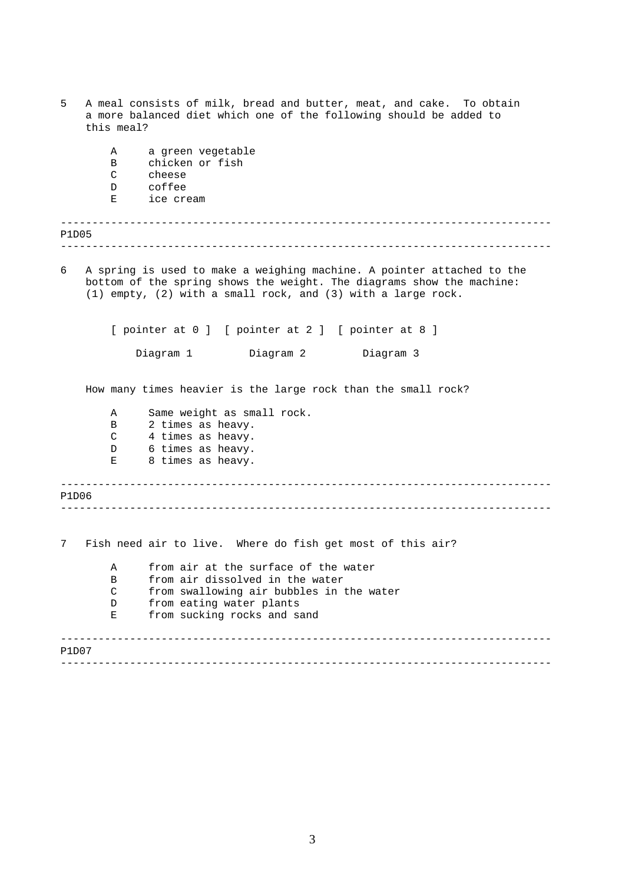5 A meal consists of milk, bread and butter, meat, and cake. To obtain a more balanced diet which one of the following should be added to this meal?

- A a green vegetable
- B chicken or fish
- C cheese
- D coffee
- E ice cream

---

P1D05

---

6 A spring is used to make a weighing machine. A pointer attached to the bottom of the spring shows the weight. The diagrams show the machine: (1) empty, (2) with a small rock, and (3) with a large rock.

[ pointer at 0 ] [ pointer at 2 ] [ pointer at 8 ]

Diagram 1 Diagram 2 Diagram 3

How many times heavier is the large rock than the small rock?

- A Same weight as small rock.
- B 2 times as heavy.
- C 4 times as heavy.
- D 6 times as heavy.
- E 8 times as heavy.

---

P1D06

---

7 Fish need air to live. Where do fish get most of this air?

- A from air at the surface of the water
- B from air dissolved in the water
- C from swallowing air bubbles in the water
- D from eating water plants
- E from sucking rocks and sand

---

P1D07

---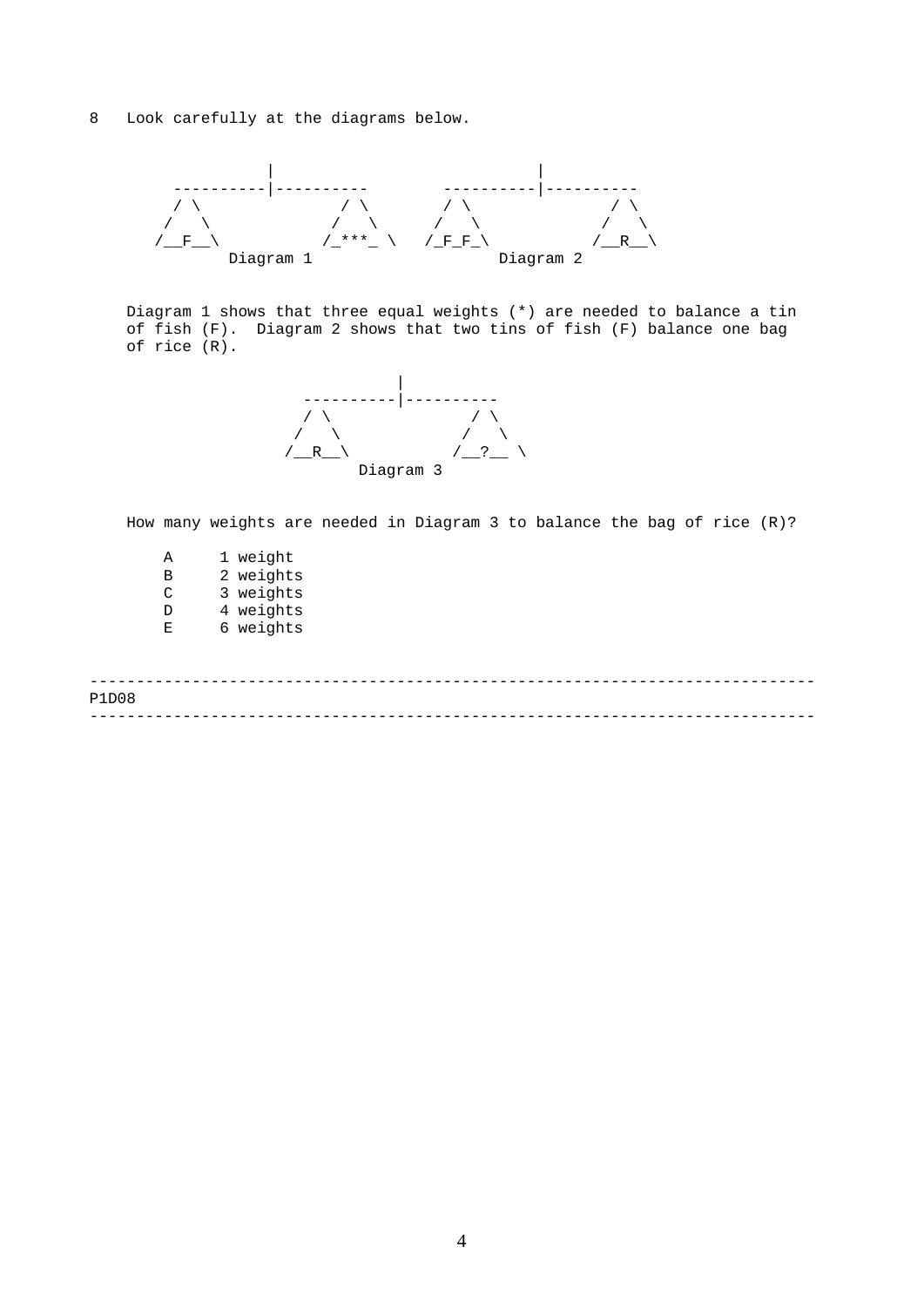8 Look carefully at the diagrams below.

```
              |                             |
     ----------|----------        ----------|----------
      / \              / \          / \              / \
     /   \            /   \        /   \            /   \
    /__F__\          /_***_ \     /_F_F_\          /__R__\
           Diagram 1                       Diagram 2
```

Diagram 1 shows that three equal weights (*) are needed to balance a tin of fish (F). Diagram 2 shows that two tins of fish (F) balance one bag of rice (R).

```
                  |
        ----------|----------
         / \              / \
        /   \            /   \
       /__R__\          /__?__ \
              Diagram 3
```

How many weights are needed in Diagram 3 to balance the bag of rice (R)?

A 1 weight
B 2 weights
C 3 weights
D 4 weights
E 6 weights

---

P1D08

---